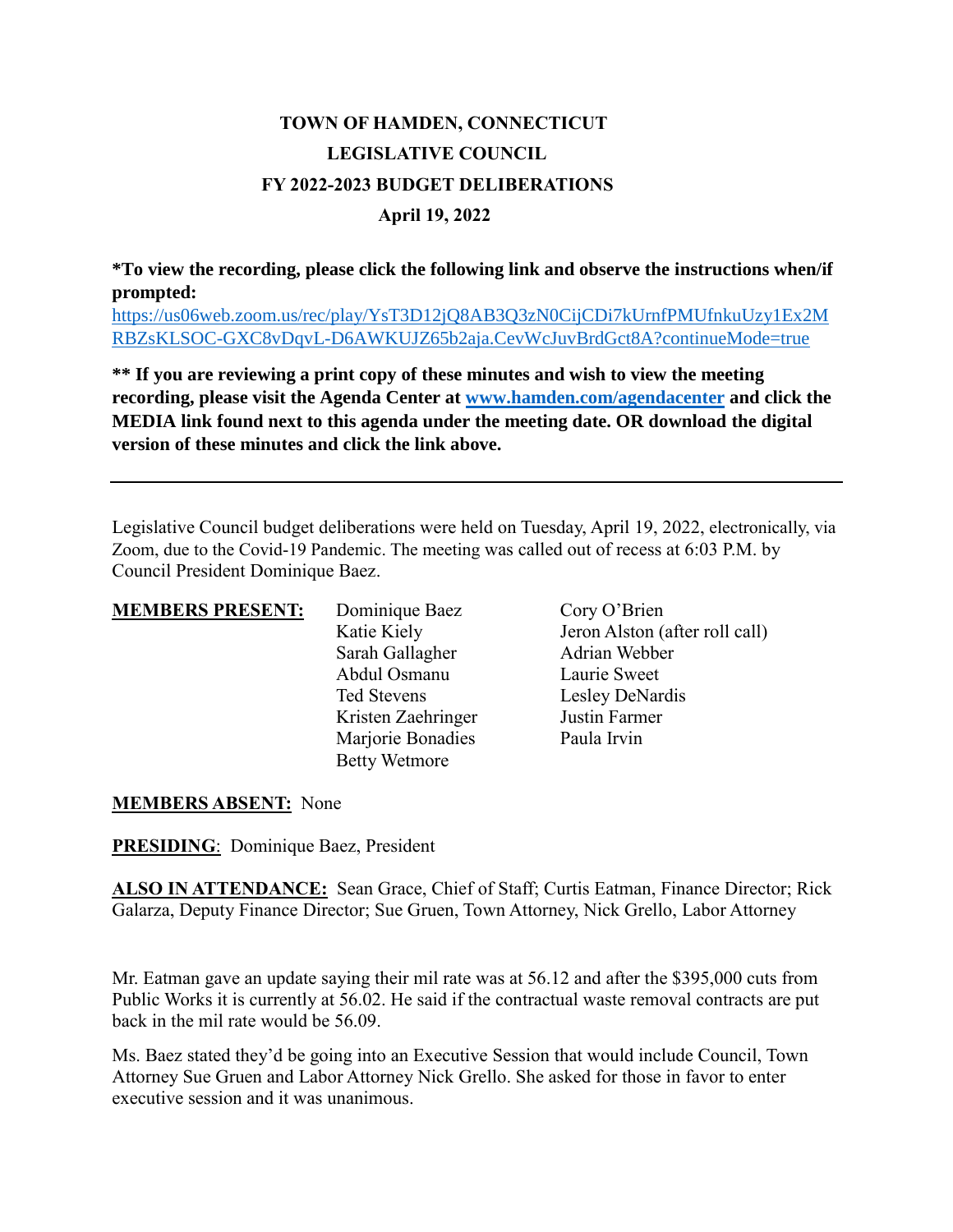# TOWN OF HAMDEN, CONNECTICUT
## LEGISLATIVE COUNCIL
## FY 2022-2023 BUDGET DELIBERATIONS
### April 19, 2022

**\*To view the recording, please click the following link and observe the instructions when/if prompted:**
[https://us06web.zoom.us/rec/play/YsT3D12jQ8AB3Q3zN0CijCDi7kUrnfPMUfnkuUzy1Ex2MRBZsKLSOC-GXC8vDqvL-D6AWKUJZ65b2aja.CevWcJuvBrdGct8A?continueMode=true](https://us06web.zoom.us/rec/play/YsT3D12jQ8AB3Q3zN0CijCDi7kUrnfPMUfnkuUzy1Ex2MRBZsKLSOC-GXC8vDqvL-D6AWKUJZ65b2aja.CevWcJuvBrdGct8A?continueMode=true)

**\*\* If you are reviewing a print copy of these minutes and wish to view the meeting recording, please visit the Agenda Center at [www.hamden.com/agendacenter](http://www.hamden.com/agendacenter) and click the MEDIA link found next to this agenda under the meeting date. OR download the digital version of these minutes and click the link above.**

---

Legislative Council budget deliberations were held on Tuesday, April 19, 2022, electronically, via Zoom, due to the Covid-19 Pandemic. The meeting was called out of recess at 6:03 P.M. by Council President Dominique Baez.

**MEMBERS PRESENT:**

- Dominique Baez
- Katie Kiely
- Sarah Gallagher
- Abdul Osmanu
- Ted Stevens
- Kristen Zaehringer
- Marjorie Bonadies
- Betty Wetmore
- Cory O'Brien
- Jeron Alston (after roll call)
- Adrian Webber
- Laurie Sweet
- Lesley DeNardis
- Justin Farmer
- Paula Irvin

**MEMBERS ABSENT:** None

**PRESIDING**: Dominique Baez, President

**ALSO IN ATTENDANCE:** Sean Grace, Chief of Staff; Curtis Eatman, Finance Director; Rick Galarza, Deputy Finance Director; Sue Gruen, Town Attorney, Nick Grello, Labor Attorney

Mr. Eatman gave an update saying their mil rate was at 56.12 and after the $395,000 cuts from Public Works it is currently at 56.02. He said if the contractual waste removal contracts are put back in the mil rate would be 56.09.

Ms. Baez stated they'd be going into an Executive Session that would include Council, Town Attorney Sue Gruen and Labor Attorney Nick Grello. She asked for those in favor to enter executive session and it was unanimous.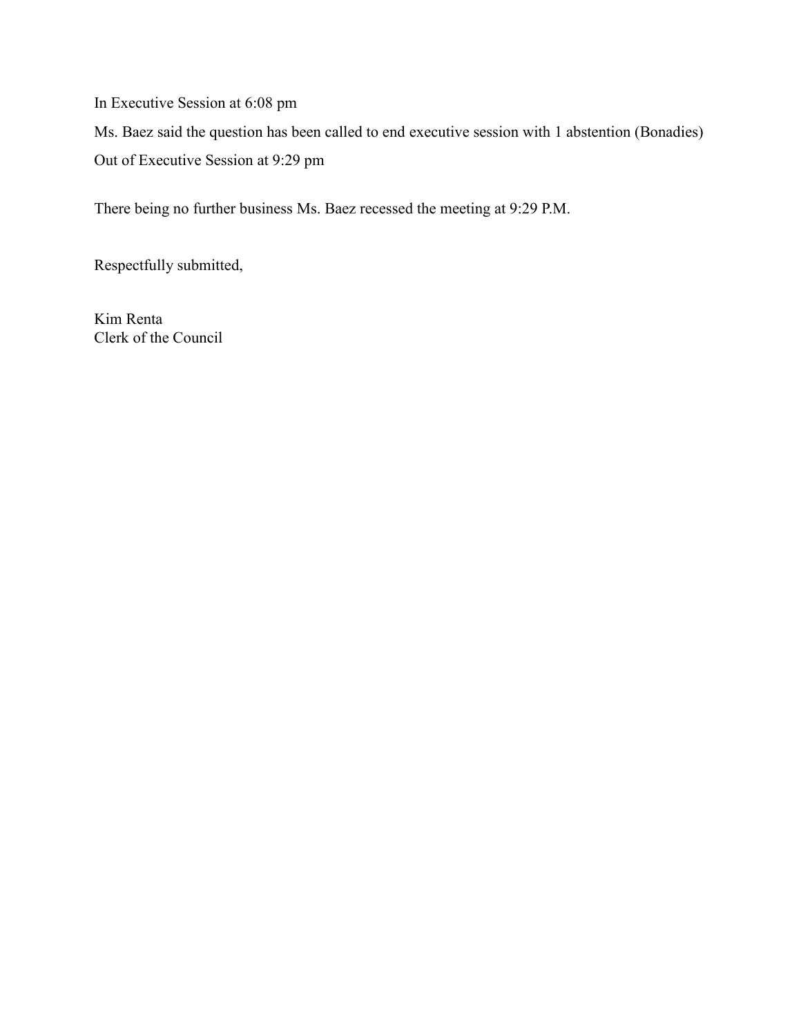In Executive Session at 6:08 pm

Ms. Baez said the question has been called to end executive session with 1 abstention (Bonadies)

Out of Executive Session at 9:29 pm

There being no further business Ms. Baez recessed the meeting at 9:29 P.M.

Respectfully submitted,

Kim Renta  
Clerk of the Council